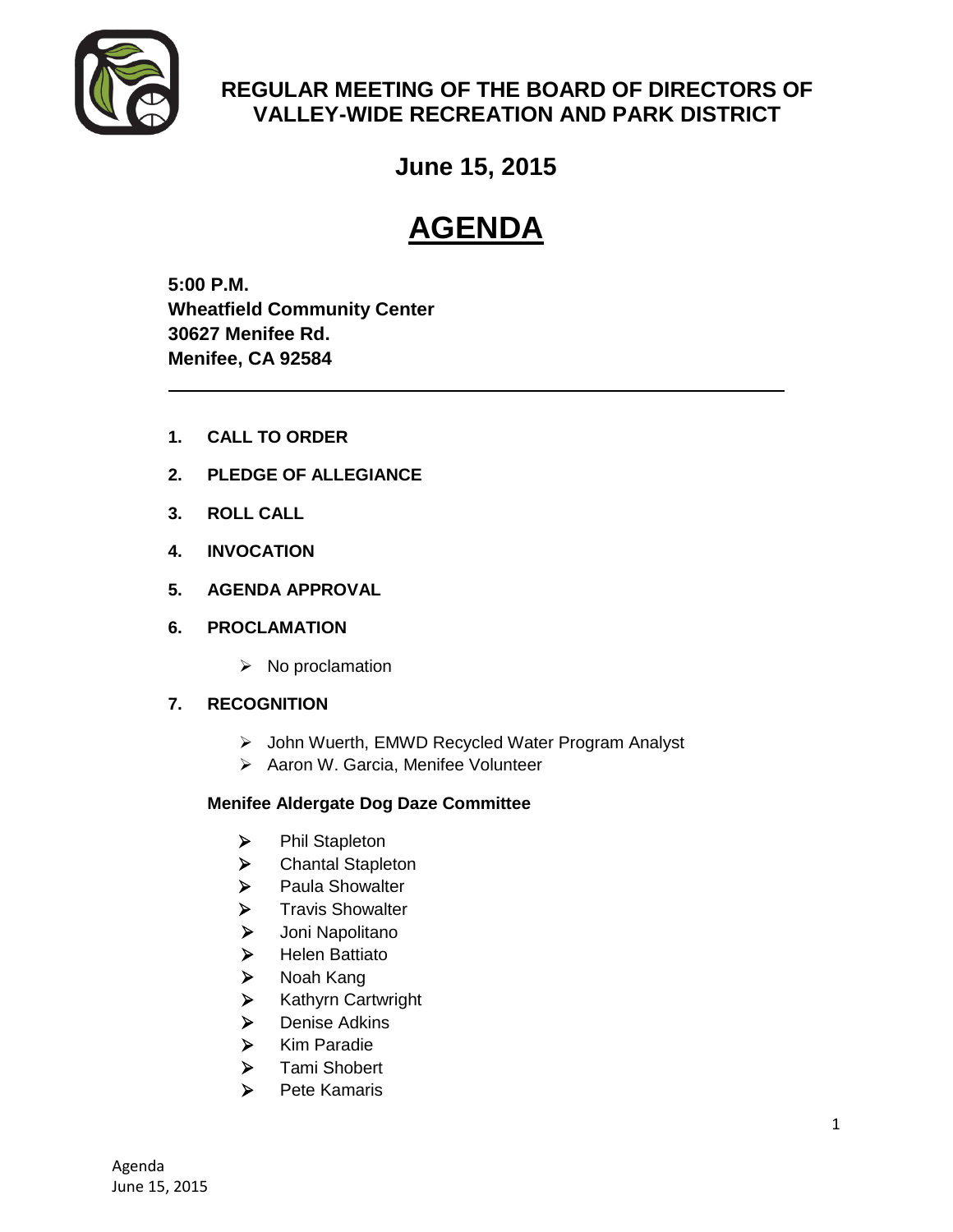# REGULAR MEETING OF THE BOARD OF DIRECTORS OF VALLEY-WIDE RECREATION AND PARK DISTRICT

## June 15, 2015

# AGENDA

**5:00 P.M.**
**Wheatfield Community Center**
**30627 Menifee Rd.**
**Menifee, CA 92584**

---

1. **CALL TO ORDER**

2. **PLEDGE OF ALLEGIANCE**

3. **ROLL CALL**

4. **INVOCATION**

5. **AGENDA APPROVAL**

6. **PROCLAMATION**

   - No proclamation

7. **RECOGNITION**

   - John Wuerth, EMWD Recycled Water Program Analyst
   - Aaron W. Garcia, Menifee Volunteer

   **Menifee Aldergate Dog Daze Committee**

   - Phil Stapleton
   - Chantal Stapleton
   - Paula Showalter
   - Travis Showalter
   - Joni Napolitano
   - Helen Battiato
   - Noah Kang
   - Kathyrn Cartwright
   - Denise Adkins
   - Kim Paradie
   - Tami Shobert
   - Pete Kamaris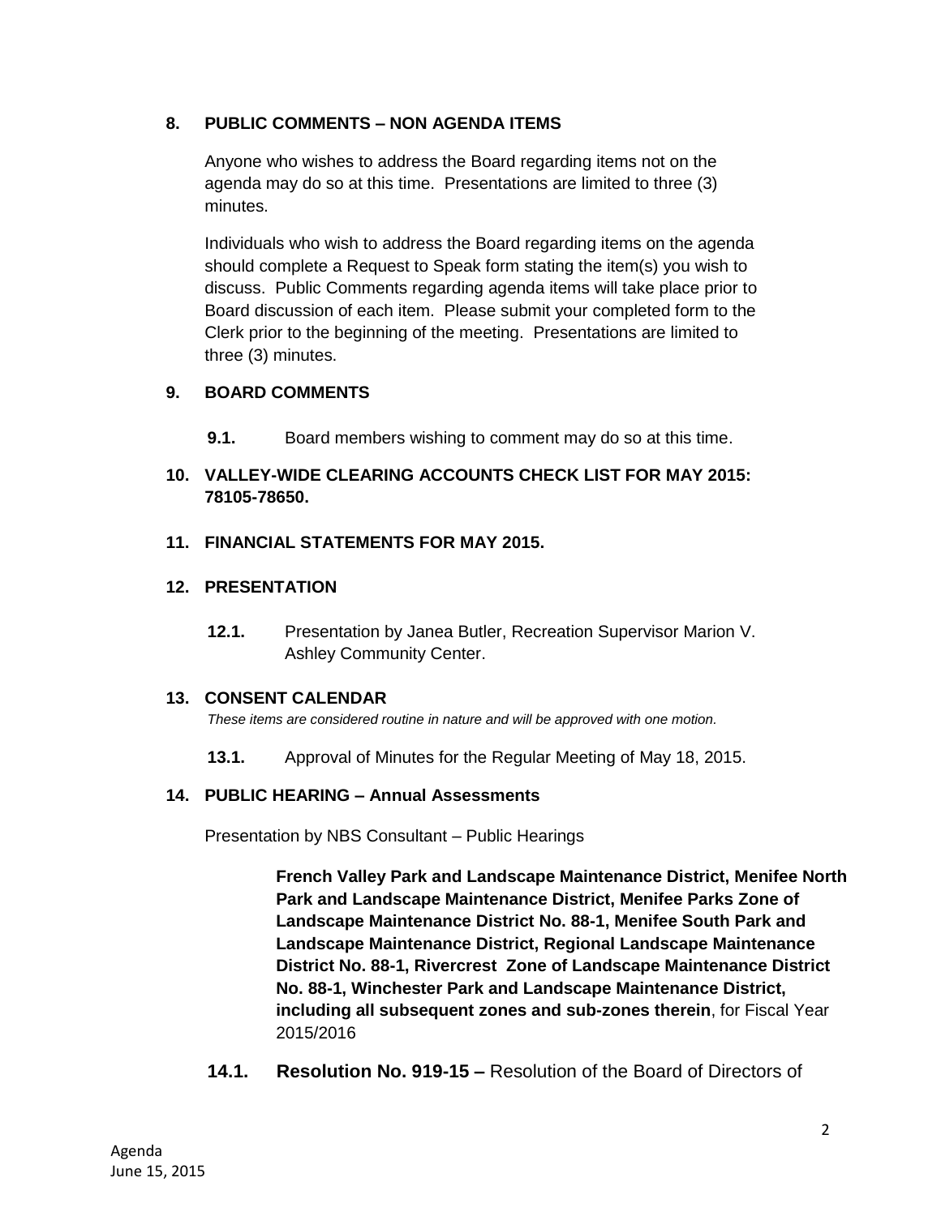**8. PUBLIC COMMENTS – NON AGENDA ITEMS**

Anyone who wishes to address the Board regarding items not on the agenda may do so at this time. Presentations are limited to three (3) minutes.

Individuals who wish to address the Board regarding items on the agenda should complete a Request to Speak form stating the item(s) you wish to discuss. Public Comments regarding agenda items will take place prior to Board discussion of each item. Please submit your completed form to the Clerk prior to the beginning of the meeting. Presentations are limited to three (3) minutes.

**9. BOARD COMMENTS**

**9.1.** Board members wishing to comment may do so at this time.

**10. VALLEY-WIDE CLEARING ACCOUNTS CHECK LIST FOR MAY 2015: 78105-78650.**

**11. FINANCIAL STATEMENTS FOR MAY 2015.**

**12. PRESENTATION**

**12.1.** Presentation by Janea Butler, Recreation Supervisor Marion V. Ashley Community Center.

**13. CONSENT CALENDAR**

*These items are considered routine in nature and will be approved with one motion.*

**13.1.** Approval of Minutes for the Regular Meeting of May 18, 2015.

**14. PUBLIC HEARING – Annual Assessments**

Presentation by NBS Consultant – Public Hearings

**French Valley Park and Landscape Maintenance District, Menifee North Park and Landscape Maintenance District, Menifee Parks Zone of Landscape Maintenance District No. 88-1, Menifee South Park and Landscape Maintenance District, Regional Landscape Maintenance District No. 88-1, Rivercrest Zone of Landscape Maintenance District No. 88-1, Winchester Park and Landscape Maintenance District, including all subsequent zones and sub-zones therein**, for Fiscal Year 2015/2016

**14.1. Resolution No. 919-15 –** Resolution of the Board of Directors of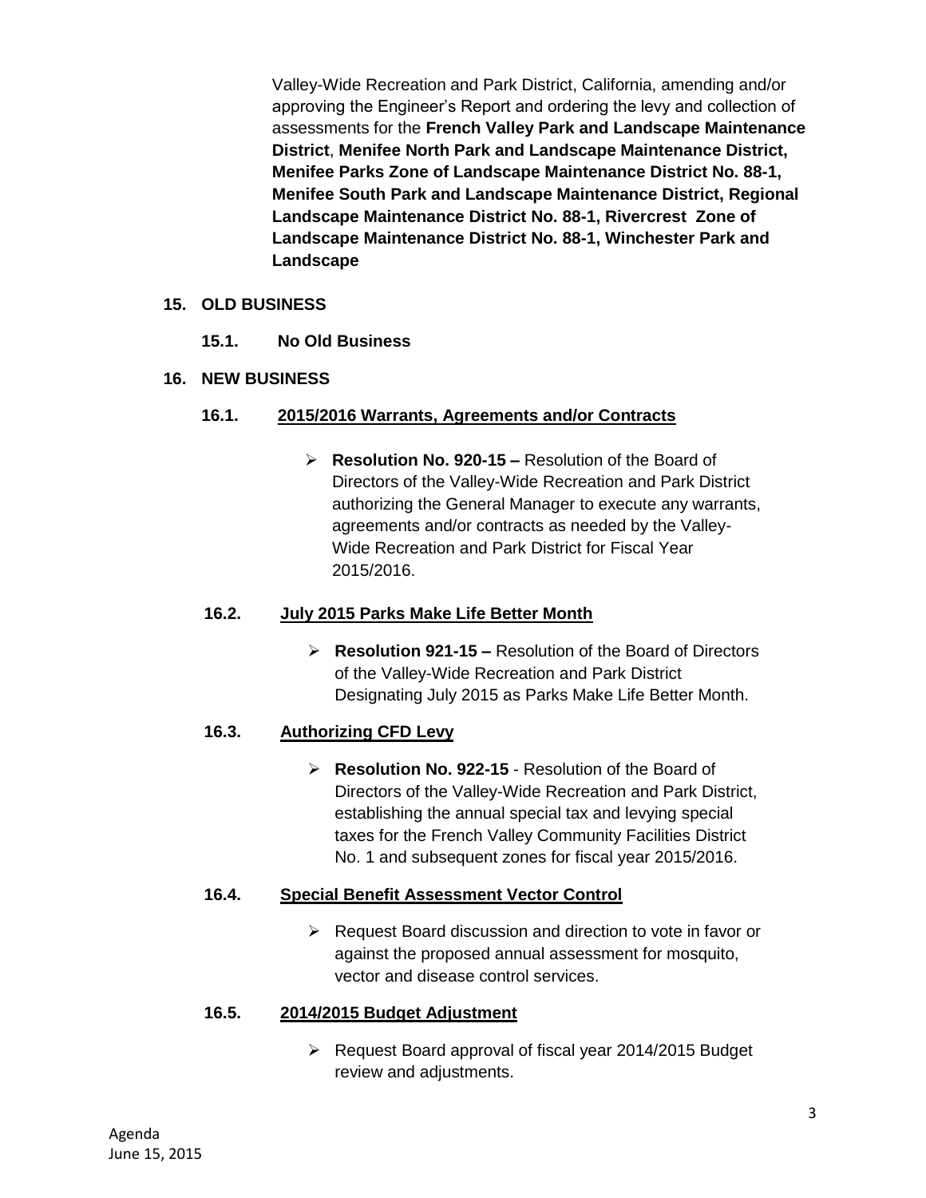Valley-Wide Recreation and Park District, California, amending and/or approving the Engineer's Report and ordering the levy and collection of assessments for the **French Valley Park and Landscape Maintenance District**, **Menifee North Park and Landscape Maintenance District, Menifee Parks Zone of Landscape Maintenance District No. 88-1, Menifee South Park and Landscape Maintenance District, Regional Landscape Maintenance District No. 88-1, Rivercrest Zone of Landscape Maintenance District No. 88-1, Winchester Park and Landscape**

**15. OLD BUSINESS**

**15.1. No Old Business**

**16. NEW BUSINESS**

**16.1. 2015/2016 Warrants, Agreements and/or Contracts**

- **Resolution No. 920-15 –** Resolution of the Board of Directors of the Valley-Wide Recreation and Park District authorizing the General Manager to execute any warrants, agreements and/or contracts as needed by the Valley-Wide Recreation and Park District for Fiscal Year 2015/2016.

**16.2. July 2015 Parks Make Life Better Month**

- **Resolution 921-15 –** Resolution of the Board of Directors of the Valley-Wide Recreation and Park District Designating July 2015 as Parks Make Life Better Month.

**16.3. Authorizing CFD Levy**

- **Resolution No. 922-15** - Resolution of the Board of Directors of the Valley-Wide Recreation and Park District, establishing the annual special tax and levying special taxes for the French Valley Community Facilities District No. 1 and subsequent zones for fiscal year 2015/2016.

**16.4. Special Benefit Assessment Vector Control**

- Request Board discussion and direction to vote in favor or against the proposed annual assessment for mosquito, vector and disease control services.

**16.5. 2014/2015 Budget Adjustment**

- Request Board approval of fiscal year 2014/2015 Budget review and adjustments.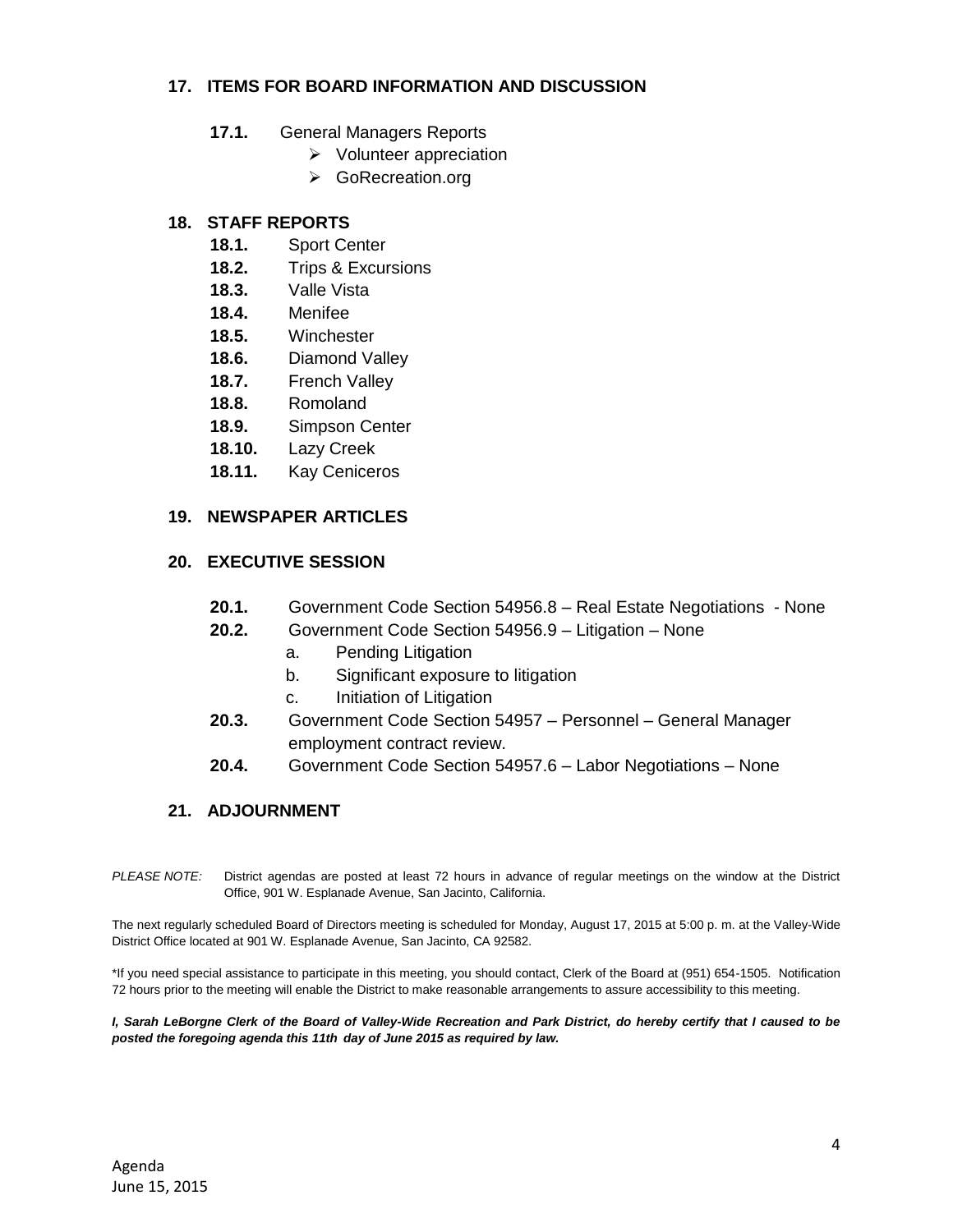## 17. ITEMS FOR BOARD INFORMATION AND DISCUSSION

**17.1.** General Managers Reports

- Volunteer appreciation
- GoRecreation.org

## 18. STAFF REPORTS

**18.1.** Sport Center
**18.2.** Trips & Excursions
**18.3.** Valle Vista
**18.4.** Menifee
**18.5.** Winchester
**18.6.** Diamond Valley
**18.7.** French Valley
**18.8.** Romoland
**18.9.** Simpson Center
**18.10.** Lazy Creek
**18.11.** Kay Ceniceros

## 19. NEWSPAPER ARTICLES

## 20. EXECUTIVE SESSION

**20.1.** Government Code Section 54956.8 – Real Estate Negotiations - None

**20.2.** Government Code Section 54956.9 – Litigation – None

a. Pending Litigation
b. Significant exposure to litigation
c. Initiation of Litigation

**20.3.** Government Code Section 54957 – Personnel – General Manager employment contract review.

**20.4.** Government Code Section 54957.6 – Labor Negotiations – None

## 21. ADJOURNMENT

*PLEASE NOTE:* District agendas are posted at least 72 hours in advance of regular meetings on the window at the District Office, 901 W. Esplanade Avenue, San Jacinto, California.

The next regularly scheduled Board of Directors meeting is scheduled for Monday, August 17, 2015 at 5:00 p. m. at the Valley-Wide District Office located at 901 W. Esplanade Avenue, San Jacinto, CA 92582.

*If you need special assistance to participate in this meeting, you should contact, Clerk of the Board at (951) 654-1505. Notification 72 hours prior to the meeting will enable the District to make reasonable arrangements to assure accessibility to this meeting.

***I, Sarah LeBorgne Clerk of the Board of Valley-Wide Recreation and Park District, do hereby certify that I caused to be posted the foregoing agenda this 11th day of June 2015 as required by law.***